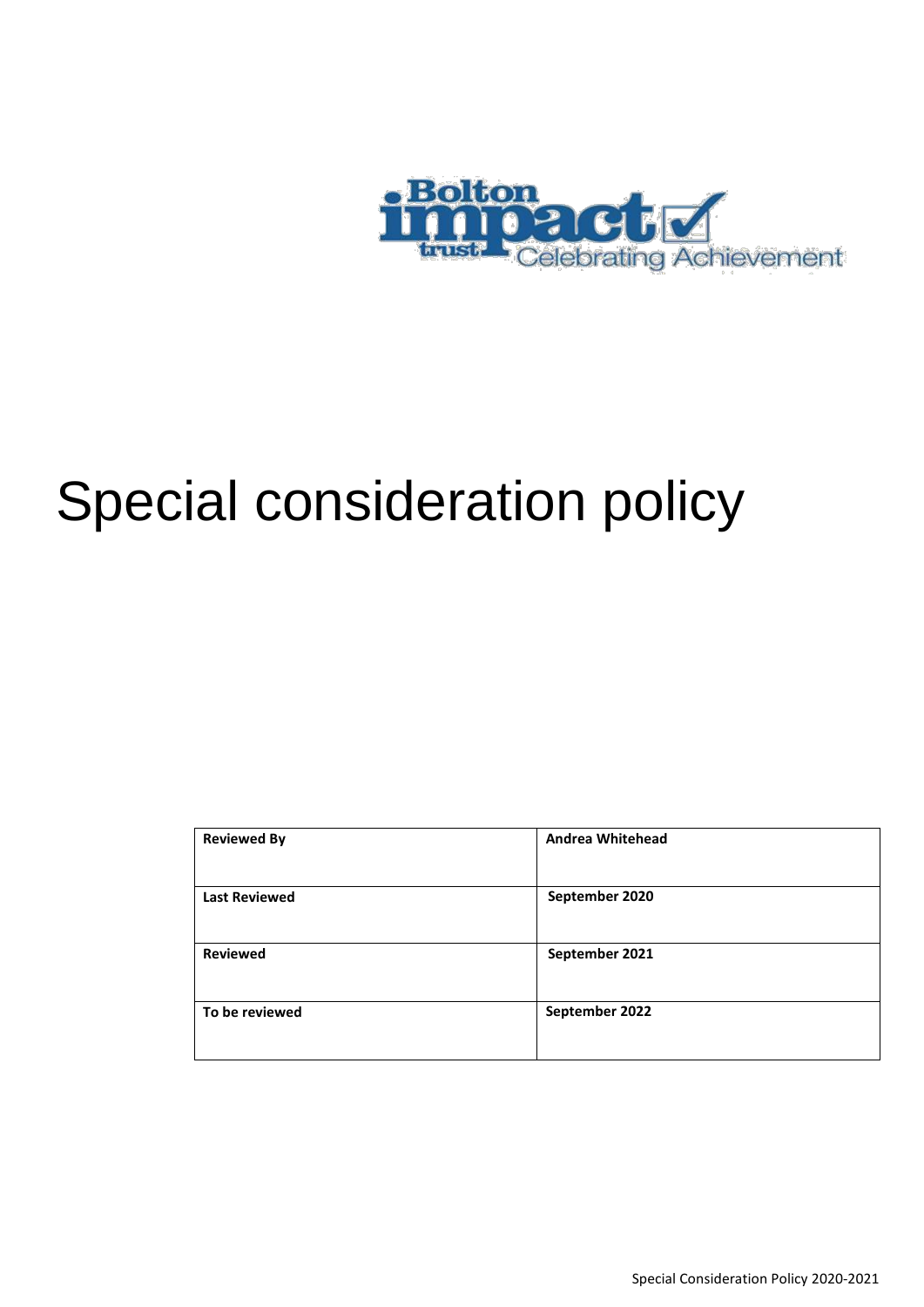# Special consideration policy

| Reviewed By | Andrea Whitehead |
| --- | --- |
| Last Reviewed | September 2020 |
| Reviewed | September 2021 |
| To be reviewed | September 2022 |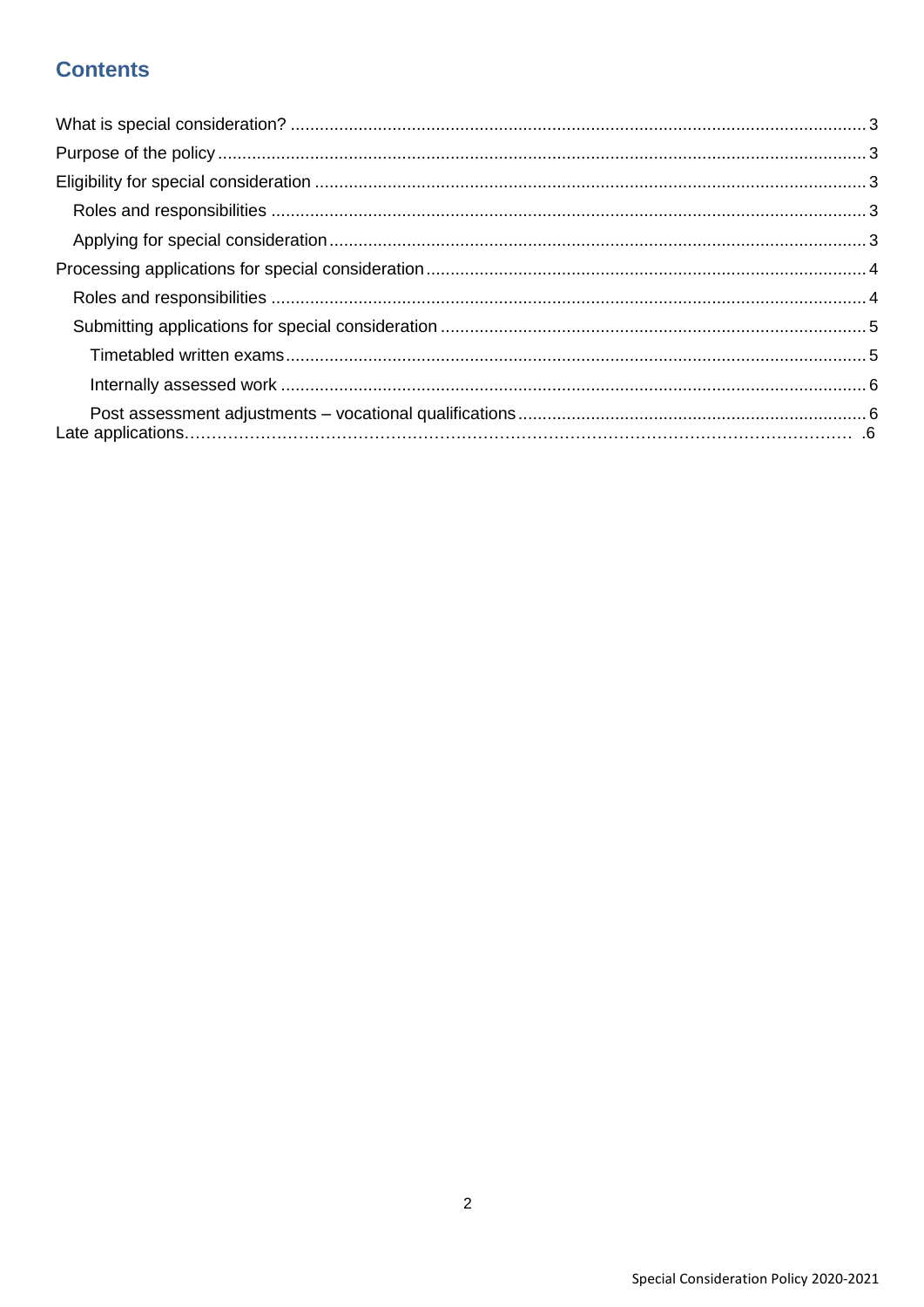## Contents

What is special consideration? 3

Purpose of the policy 3

Eligibility for special consideration 3

- Roles and responsibilities 3
- Applying for special consideration 3

Processing applications for special consideration 4

- Roles and responsibilities 4
- Submitting applications for special consideration 5
  - Timetabled written exams 5
  - Internally assessed work 6
  - Post assessment adjustments – vocational qualifications 6

Late applications 6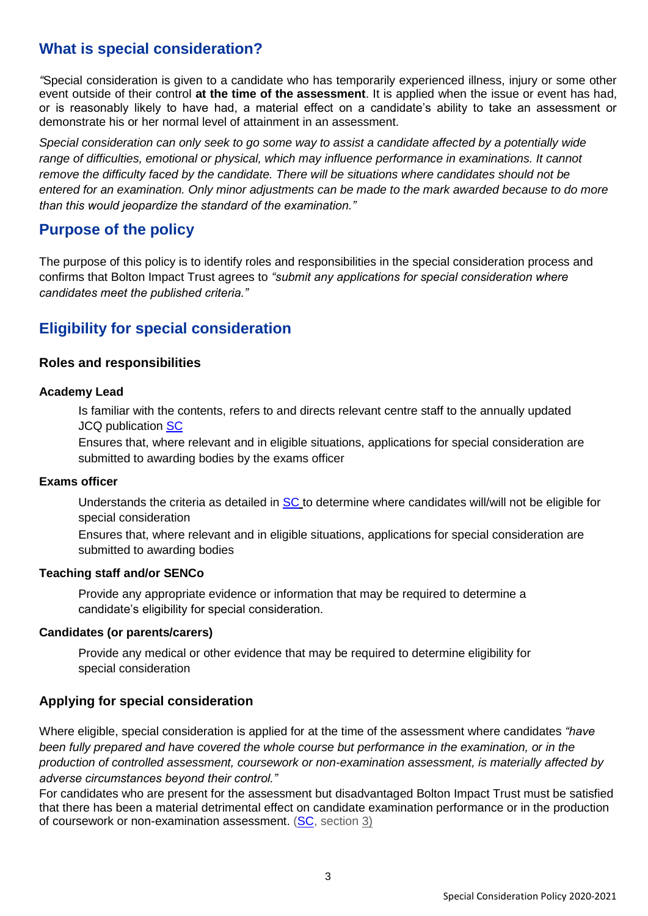## What is special consideration?

"Special consideration is given to a candidate who has temporarily experienced illness, injury or some other event outside of their control **at the time of the assessment**. It is applied when the issue or event has had, or is reasonably likely to have had, a material effect on a candidate's ability to take an assessment or demonstrate his or her normal level of attainment in an assessment.

*Special consideration can only seek to go some way to assist a candidate affected by a potentially wide range of difficulties, emotional or physical, which may influence performance in examinations. It cannot remove the difficulty faced by the candidate. There will be situations where candidates should not be entered for an examination. Only minor adjustments can be made to the mark awarded because to do more than this would jeopardize the standard of the examination."*

## Purpose of the policy

The purpose of this policy is to identify roles and responsibilities in the special consideration process and confirms that Bolton Impact Trust agrees to *"submit any applications for special consideration where candidates meet the published criteria."*

## Eligibility for special consideration

### Roles and responsibilities

#### Academy Lead

Is familiar with the contents, refers to and directs relevant centre staff to the annually updated JCQ publication SC

Ensures that, where relevant and in eligible situations, applications for special consideration are submitted to awarding bodies by the exams officer

#### Exams officer

Understands the criteria as detailed in SC to determine where candidates will/will not be eligible for special consideration

Ensures that, where relevant and in eligible situations, applications for special consideration are submitted to awarding bodies

#### Teaching staff and/or SENCo

Provide any appropriate evidence or information that may be required to determine a candidate's eligibility for special consideration.

#### Candidates (or parents/carers)

Provide any medical or other evidence that may be required to determine eligibility for special consideration

### Applying for special consideration

Where eligible, special consideration is applied for at the time of the assessment where candidates *"have been fully prepared and have covered the whole course but performance in the examination, or in the production of controlled assessment, coursework or non-examination assessment, is materially affected by adverse circumstances beyond their control."*

For candidates who are present for the assessment but disadvantaged Bolton Impact Trust must be satisfied that there has been a material detrimental effect on candidate examination performance or in the production of coursework or non-examination assessment. (SC, section 3)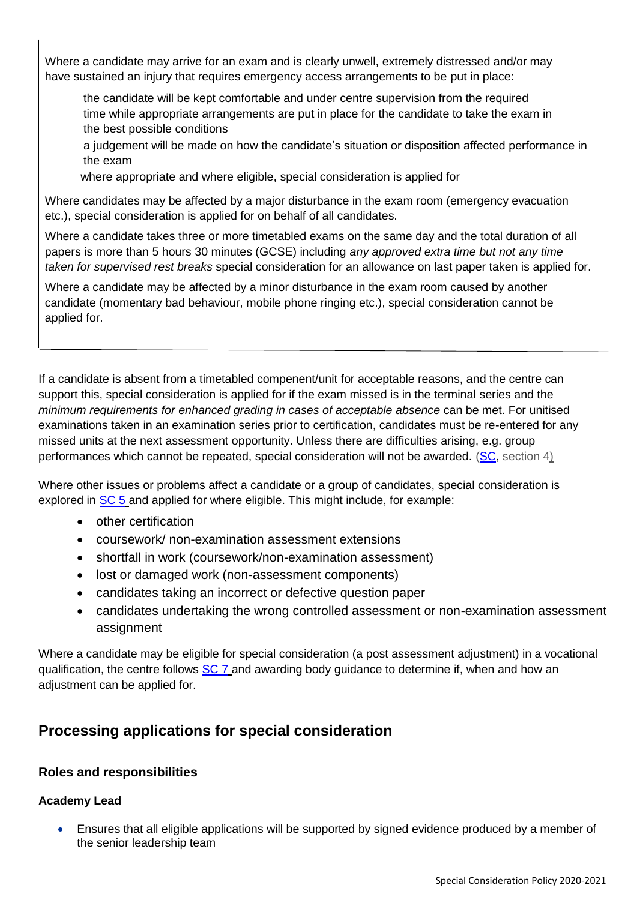Where a candidate may arrive for an exam and is clearly unwell, extremely distressed and/or may have sustained an injury that requires emergency access arrangements to be put in place:

- the candidate will be kept comfortable and under centre supervision from the required time while appropriate arrangements are put in place for the candidate to take the exam in the best possible conditions
- a judgement will be made on how the candidate's situation or disposition affected performance in the exam
- where appropriate and where eligible, special consideration is applied for

Where candidates may be affected by a major disturbance in the exam room (emergency evacuation etc.), special consideration is applied for on behalf of all candidates.

Where a candidate takes three or more timetabled exams on the same day and the total duration of all papers is more than 5 hours 30 minutes (GCSE) including *any approved extra time but not any time taken for supervised rest breaks* special consideration for an allowance on last paper taken is applied for.

Where a candidate may be affected by a minor disturbance in the exam room caused by another candidate (momentary bad behaviour, mobile phone ringing etc.), special consideration cannot be applied for.

If a candidate is absent from a timetabled compenent/unit for acceptable reasons, and the centre can support this, special consideration is applied for if the exam missed is in the terminal series and the *minimum requirements for enhanced grading in cases of acceptable absence* can be met. For unitised examinations taken in an examination series prior to certification, candidates must be re-entered for any missed units at the next assessment opportunity. Unless there are difficulties arising, e.g. group performances which cannot be repeated, special consideration will not be awarded. (SC, section 4)

Where other issues or problems affect a candidate or a group of candidates, special consideration is explored in SC 5 and applied for where eligible. This might include, for example:

- other certification
- coursework/ non-examination assessment extensions
- shortfall in work (coursework/non-examination assessment)
- lost or damaged work (non-assessment components)
- candidates taking an incorrect or defective question paper
- candidates undertaking the wrong controlled assessment or non-examination assessment assignment

Where a candidate may be eligible for special consideration (a post assessment adjustment) in a vocational qualification, the centre follows SC 7 and awarding body guidance to determine if, when and how an adjustment can be applied for.

## Processing applications for special consideration

### Roles and responsibilities

#### Academy Lead

- Ensures that all eligible applications will be supported by signed evidence produced by a member of the senior leadership team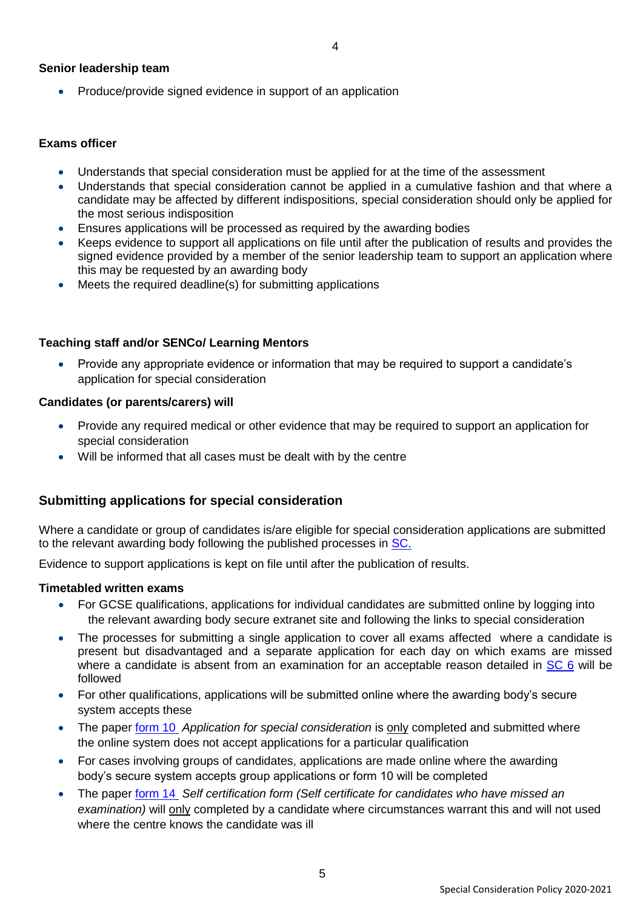**Senior leadership team**

- Produce/provide signed evidence in support of an application

**Exams officer**

- Understands that special consideration must be applied for at the time of the assessment
- Understands that special consideration cannot be applied in a cumulative fashion and that where a candidate may be affected by different indispositions, special consideration should only be applied for the most serious indisposition
- Ensures applications will be processed as required by the awarding bodies
- Keeps evidence to support all applications on file until after the publication of results and provides the signed evidence provided by a member of the senior leadership team to support an application where this may be requested by an awarding body
- Meets the required deadline(s) for submitting applications

**Teaching staff and/or SENCo/ Learning Mentors**

- Provide any appropriate evidence or information that may be required to support a candidate's application for special consideration

**Candidates (or parents/carers) will**

- Provide any required medical or other evidence that may be required to support an application for special consideration
- Will be informed that all cases must be dealt with by the centre

## Submitting applications for special consideration

Where a candidate or group of candidates is/are eligible for special consideration applications are submitted to the relevant awarding body following the published processes in SC.

Evidence to support applications is kept on file until after the publication of results.

**Timetabled written exams**

- For GCSE qualifications, applications for individual candidates are submitted online by logging into the relevant awarding body secure extranet site and following the links to special consideration
- The processes for submitting a single application to cover all exams affected where a candidate is present but disadvantaged and a separate application for each day on which exams are missed where a candidate is absent from an examination for an acceptable reason detailed in SC 6 will be followed
- For other qualifications, applications will be submitted online where the awarding body's secure system accepts these
- The paper form 10 *Application for special consideration* is only completed and submitted where the online system does not accept applications for a particular qualification
- For cases involving groups of candidates, applications are made online where the awarding body's secure system accepts group applications or form 10 will be completed
- The paper form 14 *Self certification form (Self certificate for candidates who have missed an examination)* will only completed by a candidate where circumstances warrant this and will not used where the centre knows the candidate was ill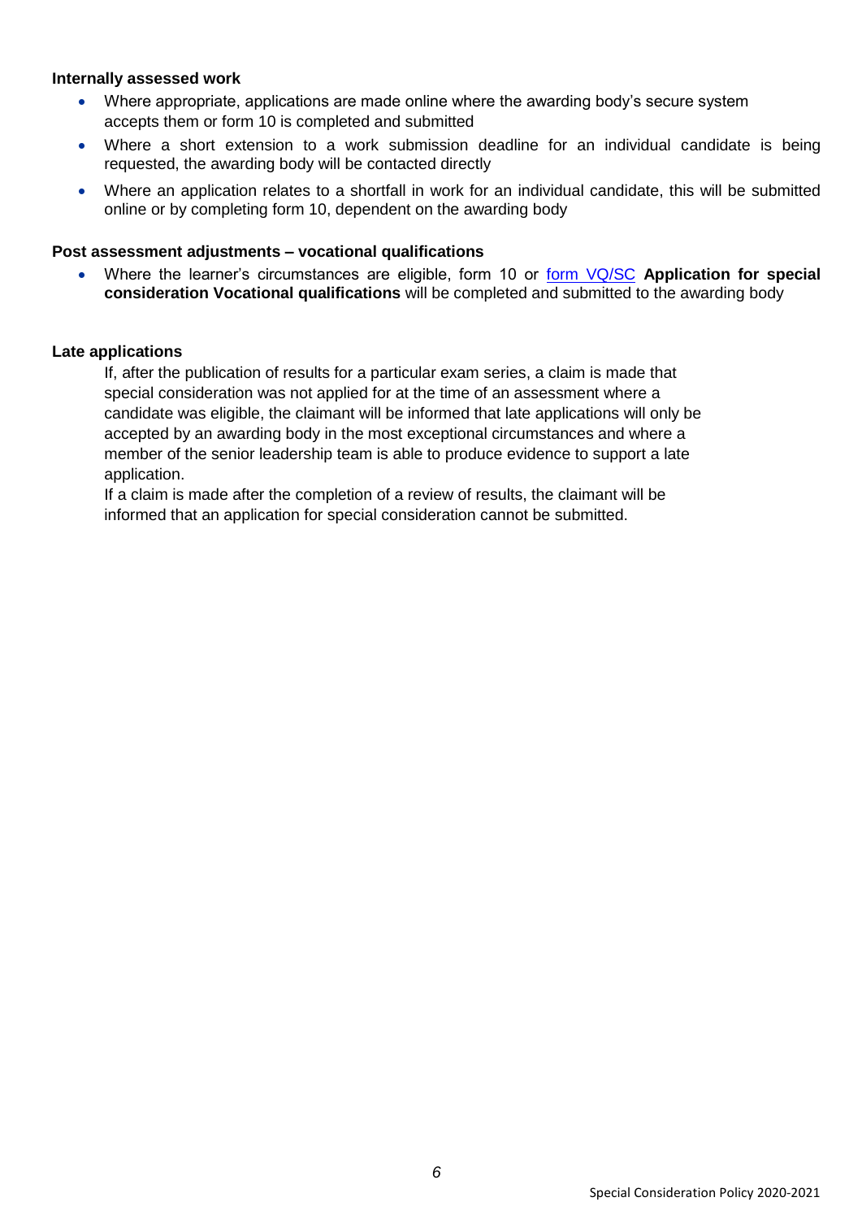**Internally assessed work**

- Where appropriate, applications are made online where the awarding body's secure system accepts them or form 10 is completed and submitted
- Where a short extension to a work submission deadline for an individual candidate is being requested, the awarding body will be contacted directly
- Where an application relates to a shortfall in work for an individual candidate, this will be submitted online or by completing form 10, dependent on the awarding body

**Post assessment adjustments – vocational qualifications**

- Where the learner's circumstances are eligible, form 10 or form VQ/SC **Application for special consideration Vocational qualifications** will be completed and submitted to the awarding body

**Late applications**

If, after the publication of results for a particular exam series, a claim is made that special consideration was not applied for at the time of an assessment where a candidate was eligible, the claimant will be informed that late applications will only be accepted by an awarding body in the most exceptional circumstances and where a member of the senior leadership team is able to produce evidence to support a late application.

If a claim is made after the completion of a review of results, the claimant will be informed that an application for special consideration cannot be submitted.